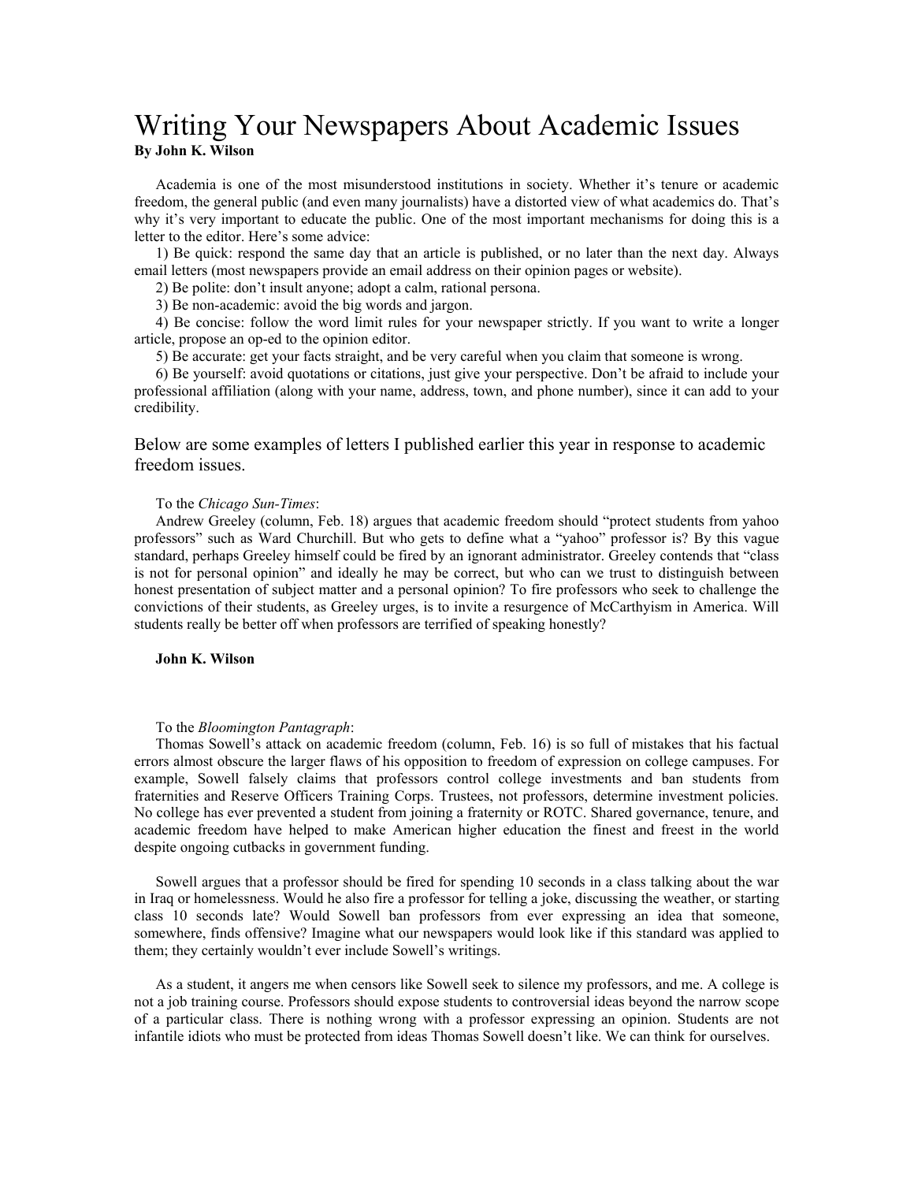# Writing Your Newspapers About Academic Issues

**By John K. Wilson**

Academia is one of the most misunderstood institutions in society. Whether it's tenure or academic freedom, the general public (and even many journalists) have a distorted view of what academics do. That's why it's very important to educate the public. One of the most important mechanisms for doing this is a letter to the editor. Here's some advice:

1) Be quick: respond the same day that an article is published, or no later than the next day. Always email letters (most newspapers provide an email address on their opinion pages or website).

2) Be polite: don't insult anyone; adopt a calm, rational persona.

3) Be non-academic: avoid the big words and jargon.

4) Be concise: follow the word limit rules for your newspaper strictly. If you want to write a longer article, propose an op-ed to the opinion editor.

5) Be accurate: get your facts straight, and be very careful when you claim that someone is wrong.

6) Be yourself: avoid quotations or citations, just give your perspective. Don't be afraid to include your professional affiliation (along with your name, address, town, and phone number), since it can add to your credibility.

## Below are some examples of letters I published earlier this year in response to academic freedom issues.

To the *Chicago Sun-Times*:

Andrew Greeley (column, Feb. 18) argues that academic freedom should "protect students from yahoo professors" such as Ward Churchill. But who gets to define what a "yahoo" professor is? By this vague standard, perhaps Greeley himself could be fired by an ignorant administrator. Greeley contends that "class is not for personal opinion" and ideally he may be correct, but who can we trust to distinguish between honest presentation of subject matter and a personal opinion? To fire professors who seek to challenge the convictions of their students, as Greeley urges, is to invite a resurgence of McCarthyism in America. Will students really be better off when professors are terrified of speaking honestly?

**John K. Wilson**

To the *Bloomington Pantagraph*:

Thomas Sowell's attack on academic freedom (column, Feb. 16) is so full of mistakes that his factual errors almost obscure the larger flaws of his opposition to freedom of expression on college campuses. For example, Sowell falsely claims that professors control college investments and ban students from fraternities and Reserve Officers Training Corps. Trustees, not professors, determine investment policies. No college has ever prevented a student from joining a fraternity or ROTC. Shared governance, tenure, and academic freedom have helped to make American higher education the finest and freest in the world despite ongoing cutbacks in government funding.

Sowell argues that a professor should be fired for spending 10 seconds in a class talking about the war in Iraq or homelessness. Would he also fire a professor for telling a joke, discussing the weather, or starting class 10 seconds late? Would Sowell ban professors from ever expressing an idea that someone, somewhere, finds offensive? Imagine what our newspapers would look like if this standard was applied to them; they certainly wouldn't ever include Sowell's writings.

As a student, it angers me when censors like Sowell seek to silence my professors, and me. A college is not a job training course. Professors should expose students to controversial ideas beyond the narrow scope of a particular class. There is nothing wrong with a professor expressing an opinion. Students are not infantile idiots who must be protected from ideas Thomas Sowell doesn't like. We can think for ourselves.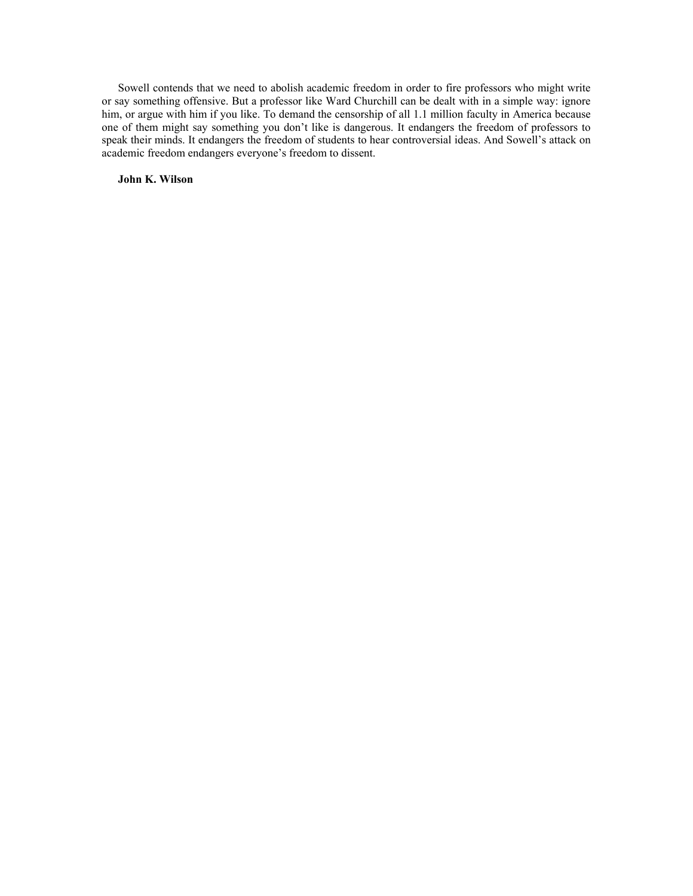Sowell contends that we need to abolish academic freedom in order to fire professors who might write or say something offensive. But a professor like Ward Churchill can be dealt with in a simple way: ignore him, or argue with him if you like. To demand the censorship of all 1.1 million faculty in America because one of them might say something you don't like is dangerous. It endangers the freedom of professors to speak their minds. It endangers the freedom of students to hear controversial ideas. And Sowell's attack on academic freedom endangers everyone's freedom to dissent.

**John K. Wilson**